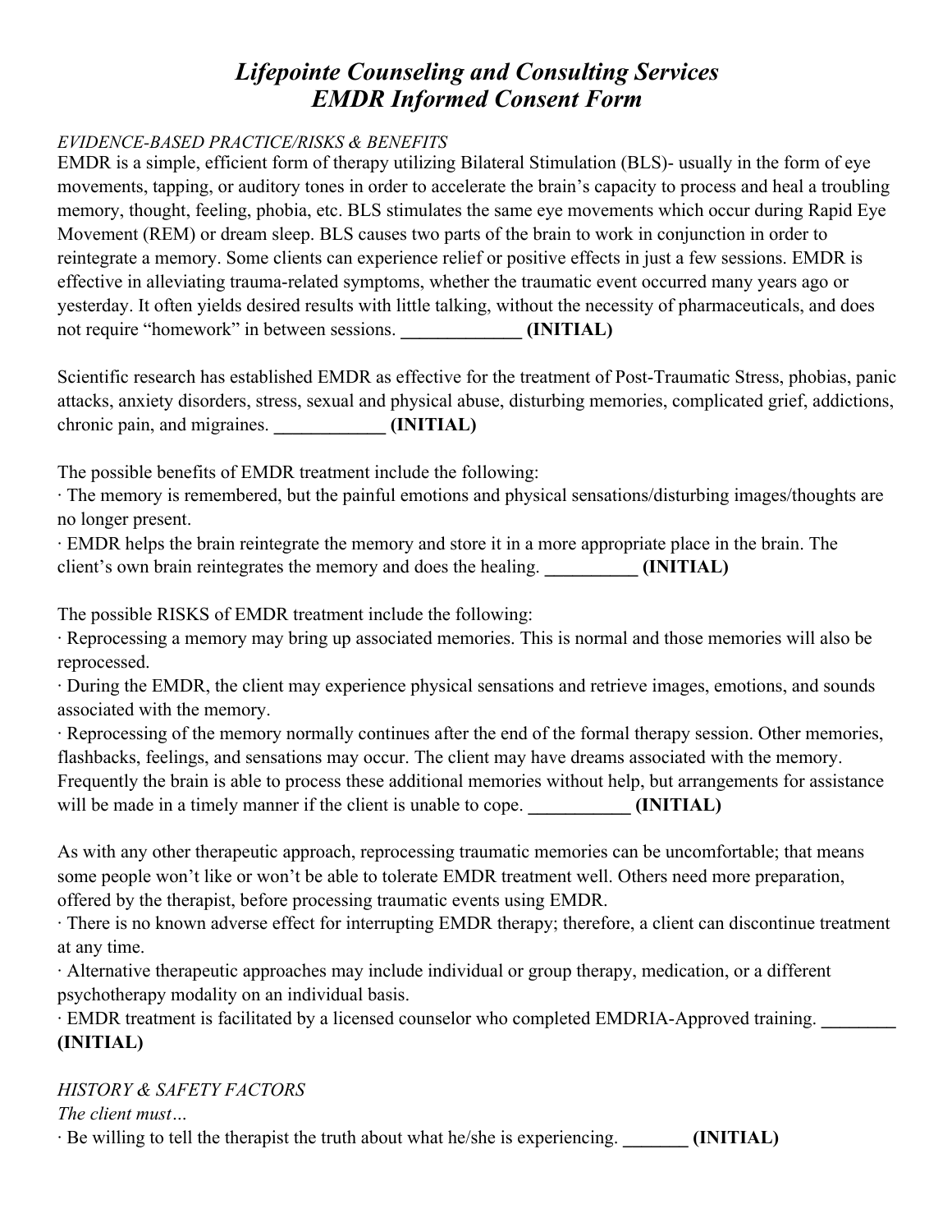# *Lifepointe Counseling and Consulting Services*
# *EMDR Informed Consent Form*

*EVIDENCE-BASED PRACTICE/RISKS & BENEFITS*

EMDR is a simple, efficient form of therapy utilizing Bilateral Stimulation (BLS)- usually in the form of eye movements, tapping, or auditory tones in order to accelerate the brain's capacity to process and heal a troubling memory, thought, feeling, phobia, etc. BLS stimulates the same eye movements which occur during Rapid Eye Movement (REM) or dream sleep. BLS causes two parts of the brain to work in conjunction in order to reintegrate a memory. Some clients can experience relief or positive effects in just a few sessions. EMDR is effective in alleviating trauma-related symptoms, whether the traumatic event occurred many years ago or yesterday. It often yields desired results with little talking, without the necessity of pharmaceuticals, and does not require "homework" in between sessions. **_____________ (INITIAL)**

Scientific research has established EMDR as effective for the treatment of Post-Traumatic Stress, phobias, panic attacks, anxiety disorders, stress, sexual and physical abuse, disturbing memories, complicated grief, addictions, chronic pain, and migraines. **____________ (INITIAL)**

The possible benefits of EMDR treatment include the following:

· The memory is remembered, but the painful emotions and physical sensations/disturbing images/thoughts are no longer present.

· EMDR helps the brain reintegrate the memory and store it in a more appropriate place in the brain. The client's own brain reintegrates the memory and does the healing. **__________ (INITIAL)**

The possible RISKS of EMDR treatment include the following:

· Reprocessing a memory may bring up associated memories. This is normal and those memories will also be reprocessed.

· During the EMDR, the client may experience physical sensations and retrieve images, emotions, and sounds associated with the memory.

· Reprocessing of the memory normally continues after the end of the formal therapy session. Other memories, flashbacks, feelings, and sensations may occur. The client may have dreams associated with the memory. Frequently the brain is able to process these additional memories without help, but arrangements for assistance will be made in a timely manner if the client is unable to cope. **___________ (INITIAL)**

As with any other therapeutic approach, reprocessing traumatic memories can be uncomfortable; that means some people won't like or won't be able to tolerate EMDR treatment well. Others need more preparation, offered by the therapist, before processing traumatic events using EMDR.

· There is no known adverse effect for interrupting EMDR therapy; therefore, a client can discontinue treatment at any time.

· Alternative therapeutic approaches may include individual or group therapy, medication, or a different psychotherapy modality on an individual basis.

· EMDR treatment is facilitated by a licensed counselor who completed EMDRIA-Approved training. **________ (INITIAL)**

*HISTORY & SAFETY FACTORS*

*The client must…*

· Be willing to tell the therapist the truth about what he/she is experiencing. **_______ (INITIAL)**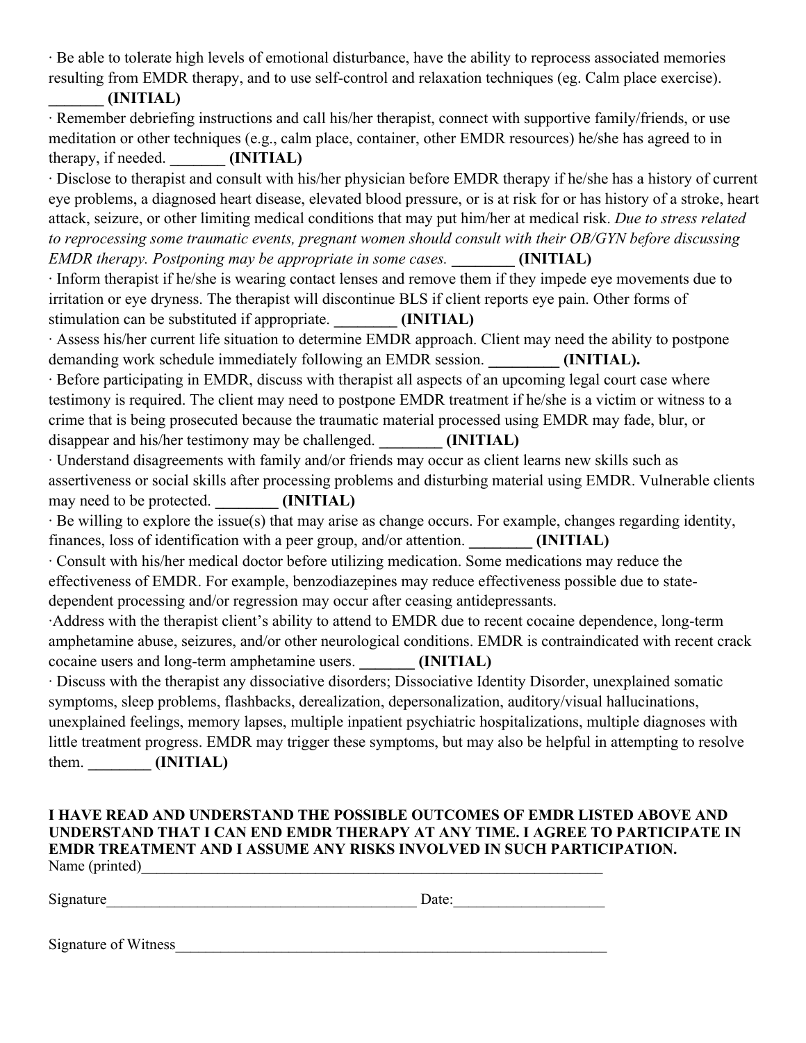· Be able to tolerate high levels of emotional disturbance, have the ability to reprocess associated memories resulting from EMDR therapy, and to use self-control and relaxation techniques (eg. Calm place exercise). _______ **(INITIAL)**

· Remember debriefing instructions and call his/her therapist, connect with supportive family/friends, or use meditation or other techniques (e.g., calm place, container, other EMDR resources) he/she has agreed to in therapy, if needed. _______ **(INITIAL)**

· Disclose to therapist and consult with his/her physician before EMDR therapy if he/she has a history of current eye problems, a diagnosed heart disease, elevated blood pressure, or is at risk for or has history of a stroke, heart attack, seizure, or other limiting medical conditions that may put him/her at medical risk. *Due to stress related to reprocessing some traumatic events, pregnant women should consult with their OB/GYN before discussing EMDR therapy. Postponing may be appropriate in some cases.* ________ **(INITIAL)**

· Inform therapist if he/she is wearing contact lenses and remove them if they impede eye movements due to irritation or eye dryness. The therapist will discontinue BLS if client reports eye pain. Other forms of stimulation can be substituted if appropriate. ________ **(INITIAL)**

· Assess his/her current life situation to determine EMDR approach. Client may need the ability to postpone demanding work schedule immediately following an EMDR session. _________ **(INITIAL).**

· Before participating in EMDR, discuss with therapist all aspects of an upcoming legal court case where testimony is required. The client may need to postpone EMDR treatment if he/she is a victim or witness to a crime that is being prosecuted because the traumatic material processed using EMDR may fade, blur, or disappear and his/her testimony may be challenged. ________ **(INITIAL)**

· Understand disagreements with family and/or friends may occur as client learns new skills such as assertiveness or social skills after processing problems and disturbing material using EMDR. Vulnerable clients may need to be protected. ________ **(INITIAL)**

· Be willing to explore the issue(s) that may arise as change occurs. For example, changes regarding identity, finances, loss of identification with a peer group, and/or attention. ________ **(INITIAL)**

· Consult with his/her medical doctor before utilizing medication. Some medications may reduce the effectiveness of EMDR. For example, benzodiazepines may reduce effectiveness possible due to state-dependent processing and/or regression may occur after ceasing antidepressants.

·Address with the therapist client's ability to attend to EMDR due to recent cocaine dependence, long-term amphetamine abuse, seizures, and/or other neurological conditions. EMDR is contraindicated with recent crack cocaine users and long-term amphetamine users. _______ **(INITIAL)**

· Discuss with the therapist any dissociative disorders; Dissociative Identity Disorder, unexplained somatic symptoms, sleep problems, flashbacks, derealization, depersonalization, auditory/visual hallucinations, unexplained feelings, memory lapses, multiple inpatient psychiatric hospitalizations, multiple diagnoses with little treatment progress. EMDR may trigger these symptoms, but may also be helpful in attempting to resolve them. ________ **(INITIAL)**

**I HAVE READ AND UNDERSTAND THE POSSIBLE OUTCOMES OF EMDR LISTED ABOVE AND UNDERSTAND THAT I CAN END EMDR THERAPY AT ANY TIME. I AGREE TO PARTICIPATE IN EMDR TREATMENT AND I ASSUME ANY RISKS INVOLVED IN SUCH PARTICIPATION.**

Name (printed)_________________________________________________________________

Signature_________________________________________ Date:____________________

Signature of Witness____________________________________________________________